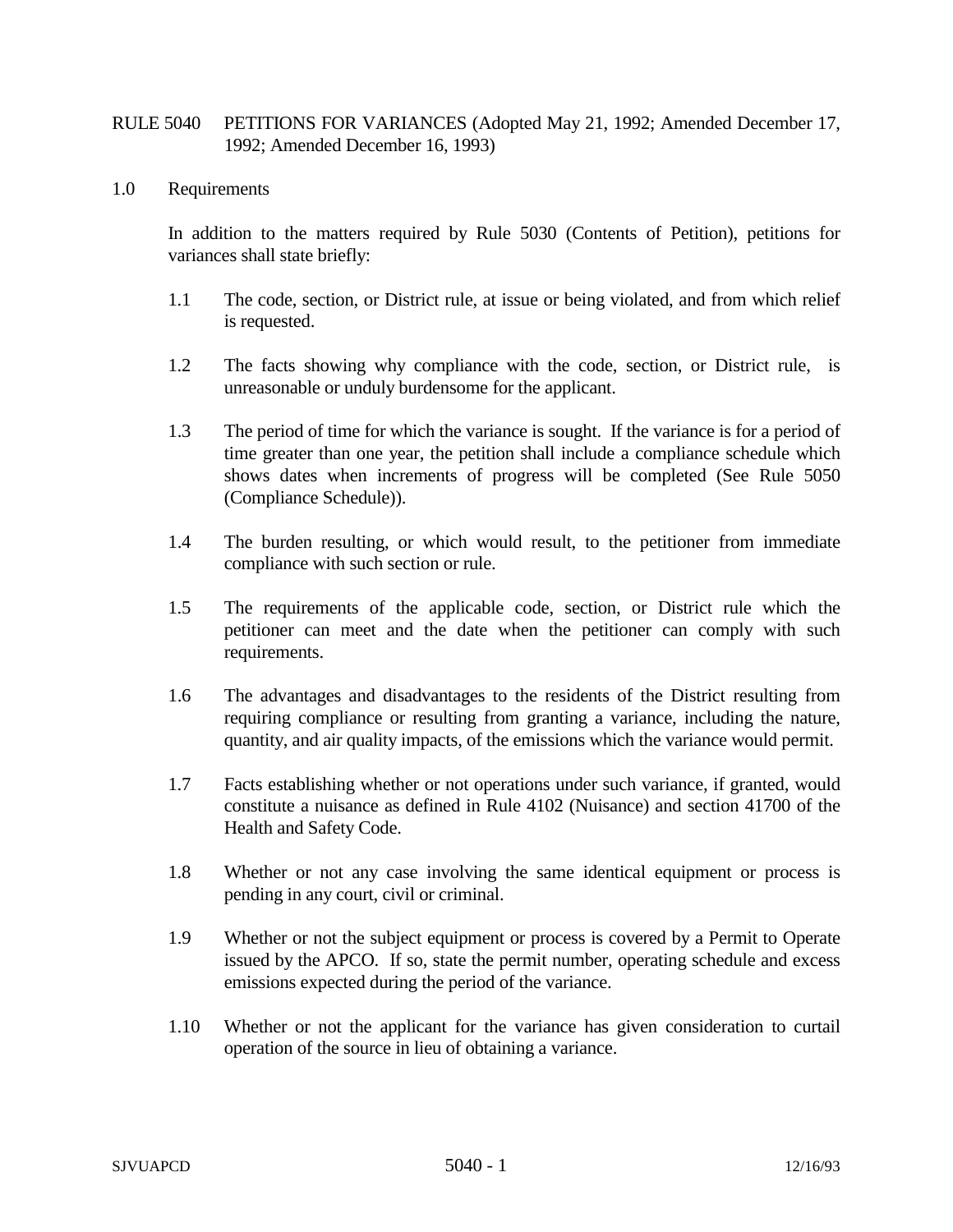# RULE 5040 PETITIONS FOR VARIANCES (Adopted May 21, 1992; Amended December 17, 1992; Amended December 16, 1993)

## 1.0 Requirements

In addition to the matters required by Rule 5030 (Contents of Petition), petitions for variances shall state briefly:

1.1 The code, section, or District rule, at issue or being violated, and from which relief is requested.

1.2 The facts showing why compliance with the code, section, or District rule, is unreasonable or unduly burdensome for the applicant.

1.3 The period of time for which the variance is sought. If the variance is for a period of time greater than one year, the petition shall include a compliance schedule which shows dates when increments of progress will be completed (See Rule 5050 (Compliance Schedule)).

1.4 The burden resulting, or which would result, to the petitioner from immediate compliance with such section or rule.

1.5 The requirements of the applicable code, section, or District rule which the petitioner can meet and the date when the petitioner can comply with such requirements.

1.6 The advantages and disadvantages to the residents of the District resulting from requiring compliance or resulting from granting a variance, including the nature, quantity, and air quality impacts, of the emissions which the variance would permit.

1.7 Facts establishing whether or not operations under such variance, if granted, would constitute a nuisance as defined in Rule 4102 (Nuisance) and section 41700 of the Health and Safety Code.

1.8 Whether or not any case involving the same identical equipment or process is pending in any court, civil or criminal.

1.9 Whether or not the subject equipment or process is covered by a Permit to Operate issued by the APCO. If so, state the permit number, operating schedule and excess emissions expected during the period of the variance.

1.10 Whether or not the applicant for the variance has given consideration to curtail operation of the source in lieu of obtaining a variance.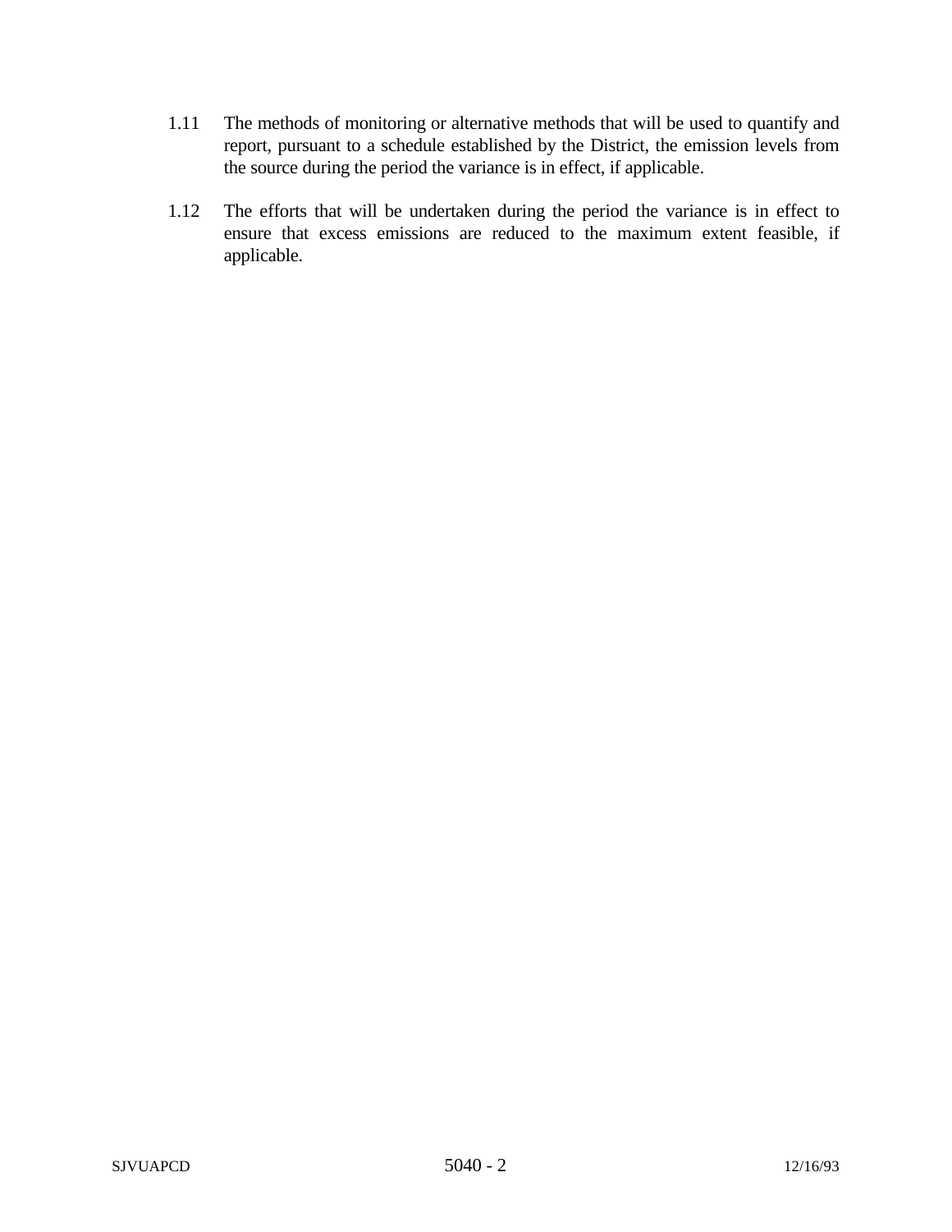1.11 The methods of monitoring or alternative methods that will be used to quantify and report, pursuant to a schedule established by the District, the emission levels from the source during the period the variance is in effect, if applicable.

1.12 The efforts that will be undertaken during the period the variance is in effect to ensure that excess emissions are reduced to the maximum extent feasible, if applicable.